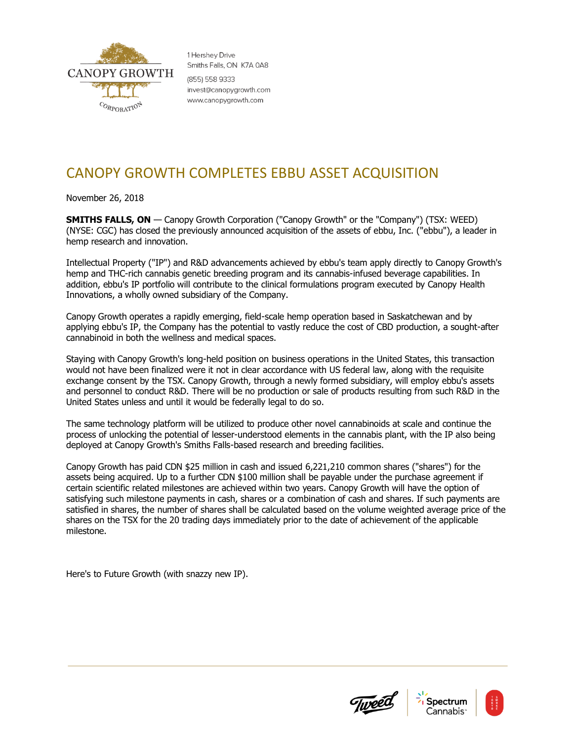CANOPY GROWTH CORPORATION

1 Hershey Drive
Smiths Falls, ON K7A 0A8

(855) 558 9333
invest@canopygrowth.com
www.canopygrowth.com

# CANOPY GROWTH COMPLETES EBBU ASSET ACQUISITION

November 26, 2018

**SMITHS FALLS, ON** — Canopy Growth Corporation ("Canopy Growth" or the "Company") (TSX: WEED) (NYSE: CGC) has closed the previously announced acquisition of the assets of ebbu, Inc. ("ebbu"), a leader in hemp research and innovation.

Intellectual Property ("IP") and R&D advancements achieved by ebbu's team apply directly to Canopy Growth's hemp and THC-rich cannabis genetic breeding program and its cannabis-infused beverage capabilities. In addition, ebbu's IP portfolio will contribute to the clinical formulations program executed by Canopy Health Innovations, a wholly owned subsidiary of the Company.

Canopy Growth operates a rapidly emerging, field-scale hemp operation based in Saskatchewan and by applying ebbu's IP, the Company has the potential to vastly reduce the cost of CBD production, a sought-after cannabinoid in both the wellness and medical spaces.

Staying with Canopy Growth's long-held position on business operations in the United States, this transaction would not have been finalized were it not in clear accordance with US federal law, along with the requisite exchange consent by the TSX. Canopy Growth, through a newly formed subsidiary, will employ ebbu's assets and personnel to conduct R&D. There will be no production or sale of products resulting from such R&D in the United States unless and until it would be federally legal to do so.

The same technology platform will be utilized to produce other novel cannabinoids at scale and continue the process of unlocking the potential of lesser-understood elements in the cannabis plant, with the IP also being deployed at Canopy Growth's Smiths Falls-based research and breeding facilities.

Canopy Growth has paid CDN $25 million in cash and issued 6,221,210 common shares ("shares") for the assets being acquired. Up to a further CDN $100 million shall be payable under the purchase agreement if certain scientific related milestones are achieved within two years. Canopy Growth will have the option of satisfying such milestone payments in cash, shares or a combination of cash and shares. If such payments are satisfied in shares, the number of shares shall be calculated based on the volume weighted average price of the shares on the TSX for the 20 trading days immediately prior to the date of achievement of the applicable milestone.

Here's to Future Growth (with snazzy new IP).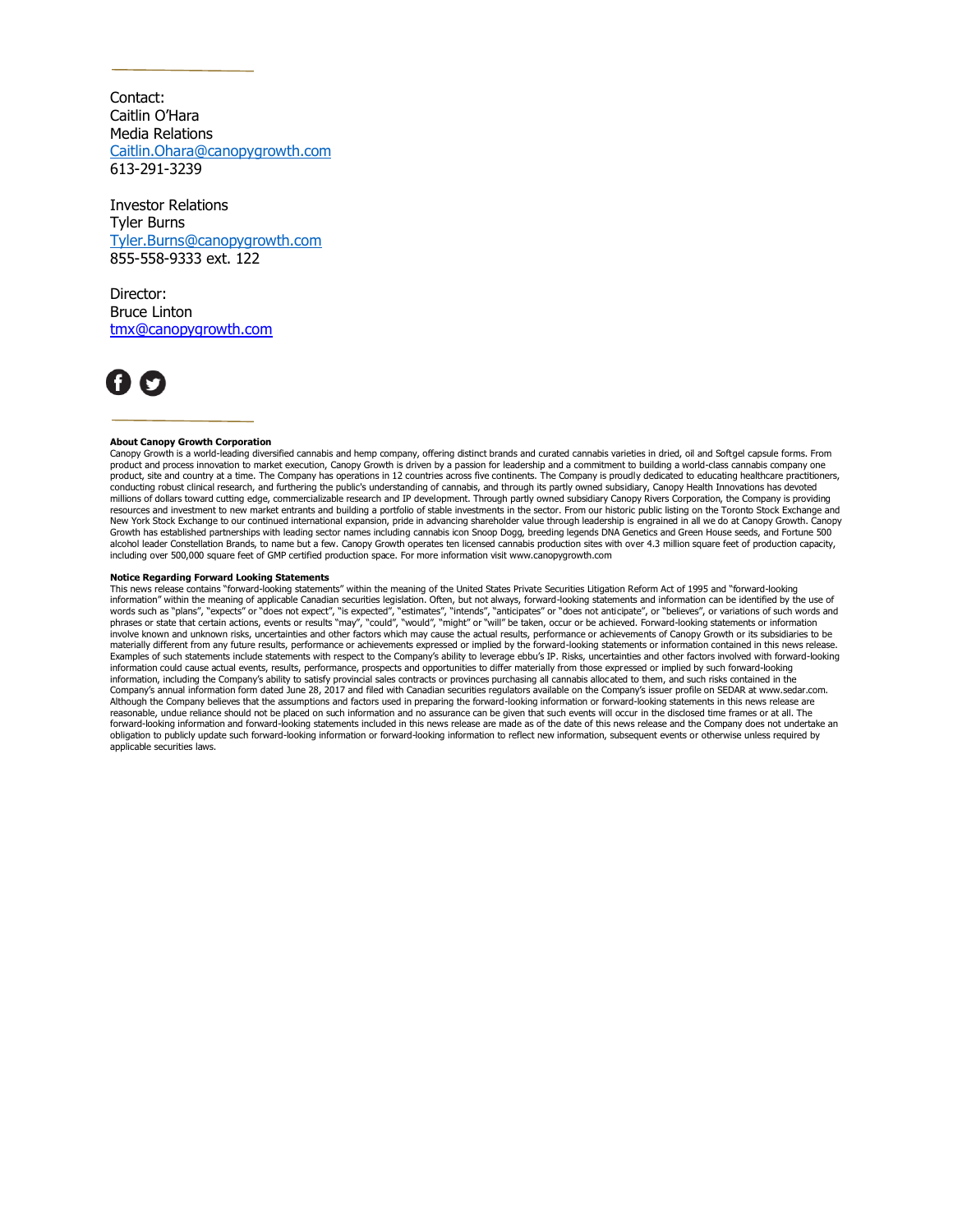Contact:
Caitlin O'Hara
Media Relations
Caitlin.Ohara@canopygrowth.com
613-291-3239

Investor Relations
Tyler Burns
Tyler.Burns@canopygrowth.com
855-558-9333 ext. 122

Director:
Bruce Linton
tmx@canopygrowth.com

**About Canopy Growth Corporation**

Canopy Growth is a world-leading diversified cannabis and hemp company, offering distinct brands and curated cannabis varieties in dried, oil and Softgel capsule forms. From product and process innovation to market execution, Canopy Growth is driven by a passion for leadership and a commitment to building a world-class cannabis company one product, site and country at a time. The Company has operations in 12 countries across five continents. The Company is proudly dedicated to educating healthcare practitioners, conducting robust clinical research, and furthering the public's understanding of cannabis, and through its partly owned subsidiary, Canopy Health Innovations has devoted millions of dollars toward cutting edge, commercializable research and IP development. Through partly owned subsidiary Canopy Rivers Corporation, the Company is providing resources and investment to new market entrants and building a portfolio of stable investments in the sector. From our historic public listing on the Toronto Stock Exchange and New York Stock Exchange to our continued international expansion, pride in advancing shareholder value through leadership is engrained in all we do at Canopy Growth. Canopy Growth has established partnerships with leading sector names including cannabis icon Snoop Dogg, breeding legends DNA Genetics and Green House seeds, and Fortune 500 alcohol leader Constellation Brands, to name but a few. Canopy Growth operates ten licensed cannabis production sites with over 4.3 million square feet of production capacity, including over 500,000 square feet of GMP certified production space. For more information visit www.canopygrowth.com

**Notice Regarding Forward Looking Statements**

This news release contains "forward-looking statements" within the meaning of the United States Private Securities Litigation Reform Act of 1995 and "forward-looking information" within the meaning of applicable Canadian securities legislation. Often, but not always, forward-looking statements and information can be identified by the use of words such as "plans", "expects" or "does not expect", "is expected", "estimates", "intends", "anticipates" or "does not anticipate", or "believes", or variations of such words and phrases or state that certain actions, events or results "may", "could", "would", "might" or "will" be taken, occur or be achieved. Forward-looking statements or information involve known and unknown risks, uncertainties and other factors which may cause the actual results, performance or achievements of Canopy Growth or its subsidiaries to be materially different from any future results, performance or achievements expressed or implied by the forward-looking statements or information contained in this news release. Examples of such statements include statements with respect to the Company's ability to leverage ebbu's IP. Risks, uncertainties and other factors involved with forward-looking information could cause actual events, results, performance, prospects and opportunities to differ materially from those expressed or implied by such forward-looking information, including the Company's ability to satisfy provincial sales contracts or provinces purchasing all cannabis allocated to them, and such risks contained in the Company's annual information form dated June 28, 2017 and filed with Canadian securities regulators available on the Company's issuer profile on SEDAR at www.sedar.com. Although the Company believes that the assumptions and factors used in preparing the forward-looking information or forward-looking statements in this news release are reasonable, undue reliance should not be placed on such information and no assurance can be given that such events will occur in the disclosed time frames or at all. The forward-looking information and forward-looking statements included in this news release are made as of the date of this news release and the Company does not undertake an obligation to publicly update such forward-looking information or forward-looking information to reflect new information, subsequent events or otherwise unless required by applicable securities laws.